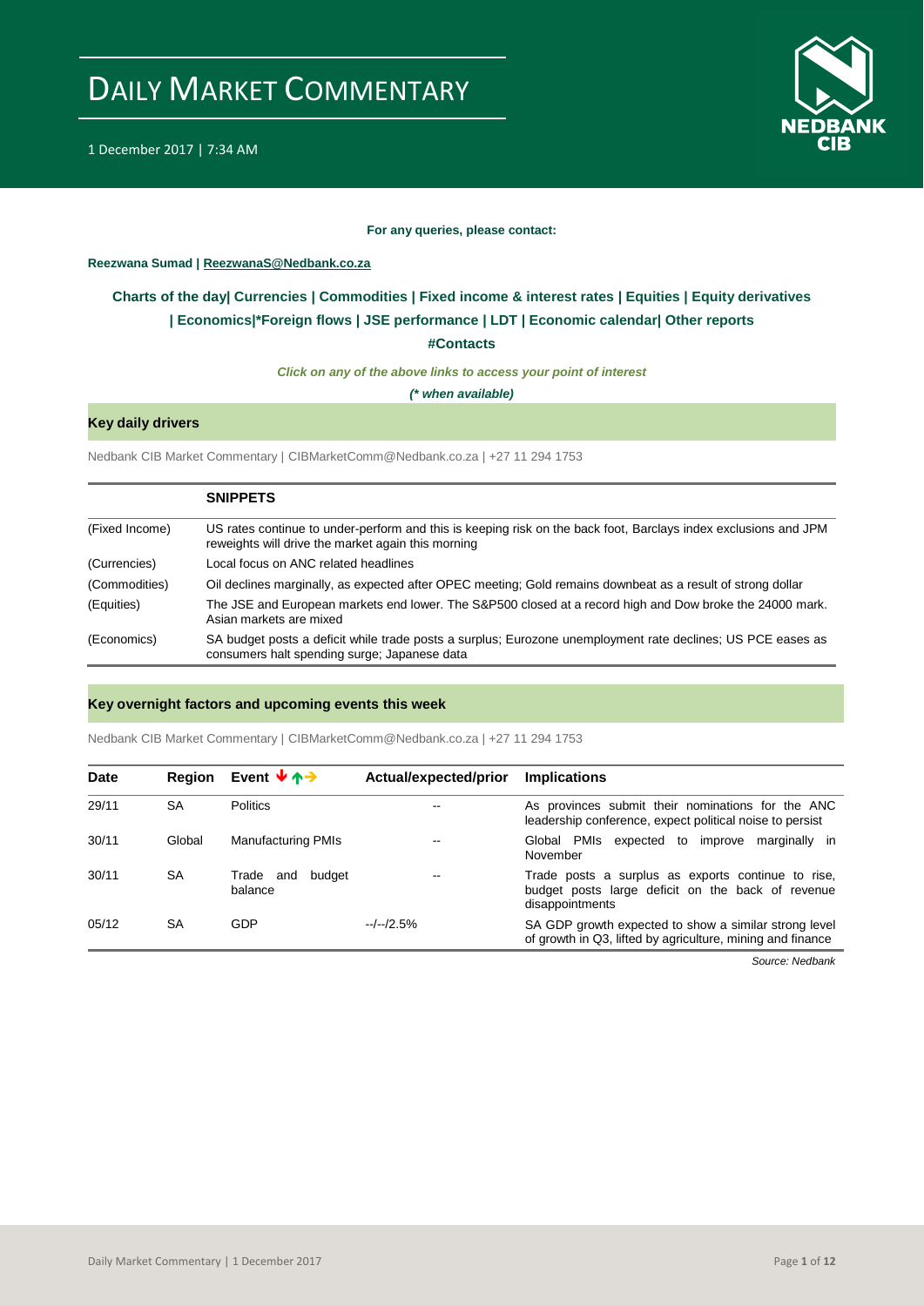# DAILY MARKET COMMENTARY

1 December 2017 | 7:34 AM

**For any queries, please contact:**

**Reezwana Sumad | ReezwanaS@Nedbank.co.za**

**Charts of the day| Currencies | Commodities | Fixed income & interest rates | Equities | Equity derivatives | Economics|*Foreign flows | JSE performance | LDT | Economic calendar| Other reports**

**#Contacts**

***Click on any of the above links to access your point of interest***

***(* when available)***

## Key daily drivers

Nedbank CIB Market Commentary | CIBMarketComm@Nedbank.co.za | +27 11 294 1753

| | **SNIPPETS** |
|---|---|
| (Fixed Income) | US rates continue to under-perform and this is keeping risk on the back foot, Barclays index exclusions and JPM reweights will drive the market again this morning |
| (Currencies) | Local focus on ANC related headlines |
| (Commodities) | Oil declines marginally, as expected after OPEC meeting; Gold remains downbeat as a result of strong dollar |
| (Equities) | The JSE and European markets end lower. The S&P500 closed at a record high and Dow broke the 24000 mark. Asian markets are mixed |
| (Economics) | SA budget posts a deficit while trade posts a surplus; Eurozone unemployment rate declines; US PCE eases as consumers halt spending surge; Japanese data |

## Key overnight factors and upcoming events this week

Nedbank CIB Market Commentary | CIBMarketComm@Nedbank.co.za | +27 11 294 1753

| Date | Region | Event ↓↑→ | Actual/expected/prior | Implications |
|---|---|---|---|---|
| 29/11 | SA | Politics | -- | As provinces submit their nominations for the ANC leadership conference, expect political noise to persist |
| 30/11 | Global | Manufacturing PMIs | -- | Global PMIs expected to improve marginally in November |
| 30/11 | SA | Trade and budget balance | -- | Trade posts a surplus as exports continue to rise, budget posts large deficit on the back of revenue disappointments |
| 05/12 | SA | GDP | --/--/2.5% | SA GDP growth expected to show a similar strong level of growth in Q3, lifted by agriculture, mining and finance |

*Source: Nedbank*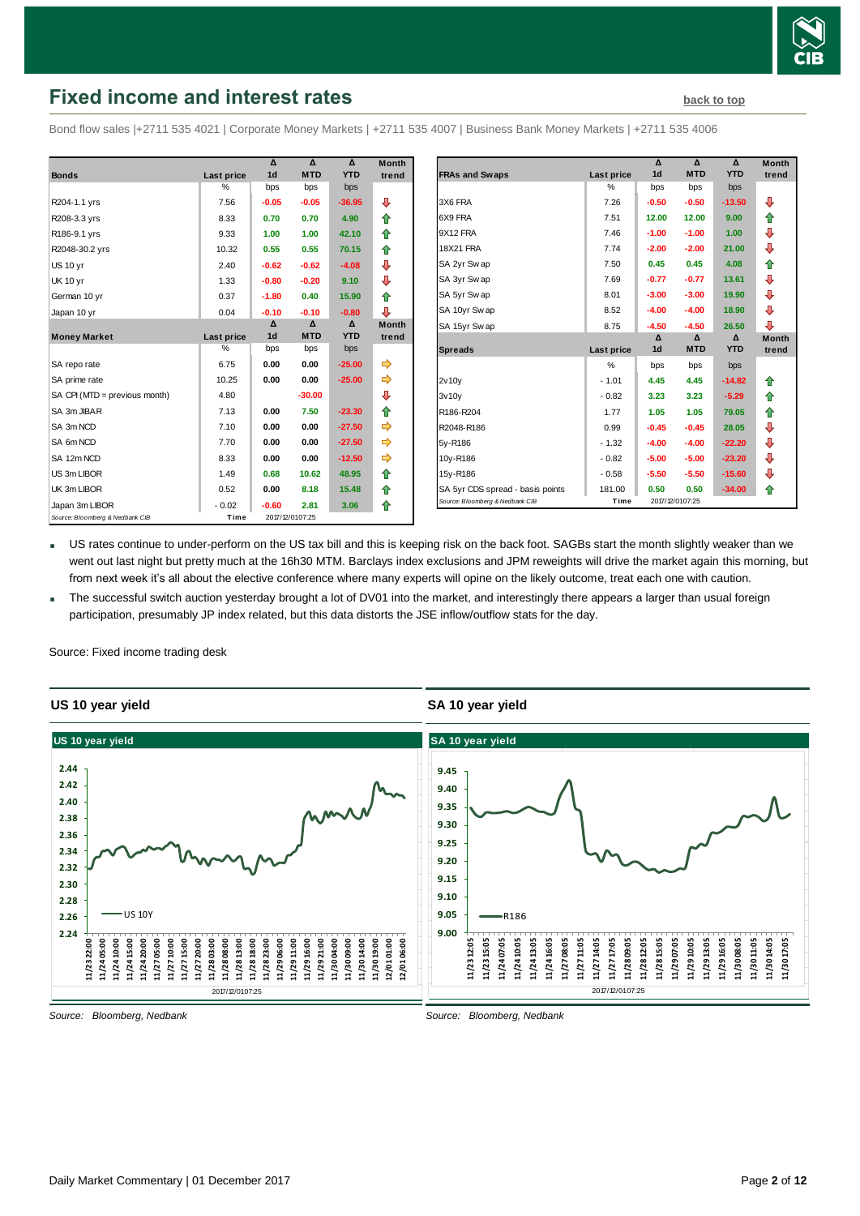## Fixed income and interest rates

back to top

Bond flow sales |+2711 535 4021 | Corporate Money Markets | +2711 535 4007 | Business Bank Money Markets | +2711 535 4006

| Bonds | Last price | Δ 1d | Δ MTD | Δ YTD | Month trend |
|---|---|---|---|---|---|
| | % | bps | bps | bps | |
| R204-1.1 yrs | 7.56 | -0.05 | -0.05 | -36.95 | ⇩ |
| R208-3.3 yrs | 8.33 | 0.70 | 0.70 | 4.90 | ⇧ |
| R186-9.1 yrs | 9.33 | 1.00 | 1.00 | 42.10 | ⇧ |
| R2048-30.2 yrs | 10.32 | 0.55 | 0.55 | 70.15 | ⇧ |
| US 10 yr | 2.40 | -0.62 | -0.62 | -4.08 | ⇩ |
| UK 10 yr | 1.33 | -0.80 | -0.20 | 9.10 | ⇩ |
| German 10 yr | 0.37 | -1.80 | 0.40 | 15.90 | ⇧ |
| Japan 10 yr | 0.04 | -0.10 | -0.10 | -0.80 | ⇩ |
| **Money Market** | **Last price** | **Δ 1d** | **Δ MTD** | **Δ YTD** | **Month trend** |
| | % | bps | bps | bps | |
| SA repo rate | 6.75 | 0.00 | 0.00 | -25.00 | ⇨ |
| SA prime rate | 10.25 | 0.00 | 0.00 | -25.00 | ⇨ |
| SA CPI (MTD = previous month) | 4.80 | | -30.00 | | ⇩ |
| SA 3m JIBAR | 7.13 | 0.00 | 7.50 | -23.30 | ⇧ |
| SA 3m NCD | 7.10 | 0.00 | 0.00 | -27.50 | ⇨ |
| SA 6m NCD | 7.70 | 0.00 | 0.00 | -27.50 | ⇨ |
| SA 12m NCD | 8.33 | 0.00 | 0.00 | -12.50 | ⇨ |
| US 3m LIBOR | 1.49 | 0.68 | 10.62 | 48.95 | ⇧ |
| UK 3m LIBOR | 0.52 | 0.00 | 8.18 | 15.48 | ⇧ |
| Japan 3m LIBOR | -0.02 | -0.60 | 2.81 | 3.06 | ⇧ |

Source: Bloomberg & Nedbank CIB | Time 2017/12/01 07:25

| FRAs and Swaps | Last price | Δ 1d | Δ MTD | Δ YTD | Month trend |
|---|---|---|---|---|---|
| | % | bps | bps | bps | |
| 3X6 FRA | 7.26 | -0.50 | -0.50 | -13.50 | ⇩ |
| 6X9 FRA | 7.51 | 12.00 | 12.00 | 9.00 | ⇧ |
| 9X12 FRA | 7.46 | -1.00 | -1.00 | 1.00 | ⇩ |
| 18X21 FRA | 7.74 | -2.00 | -2.00 | 21.00 | ⇩ |
| SA 2yr Swap | 7.50 | 0.45 | 0.45 | 4.08 | ⇧ |
| SA 3yr Swap | 7.69 | -0.77 | -0.77 | 13.61 | ⇩ |
| SA 5yr Swap | 8.01 | -3.00 | -3.00 | 19.90 | ⇩ |
| SA 10yr Swap | 8.52 | -4.00 | -4.00 | 18.90 | ⇩ |
| SA 15yr Swap | 8.75 | -4.50 | -4.50 | 26.50 | ⇩ |
| **Spreads** | **Last price** | **Δ 1d** | **Δ MTD** | **Δ YTD** | **Month trend** |
| | % | bps | bps | bps | |
| 2v10y | -1.01 | 4.45 | 4.45 | -14.82 | ⇧ |
| 3v10y | -0.82 | 3.23 | 3.23 | -5.29 | ⇧ |
| R186-R204 | 1.77 | 1.05 | 1.05 | 79.05 | ⇧ |
| R2048-R186 | 0.99 | -0.45 | -0.45 | 28.05 | ⇩ |
| 5y-R186 | -1.32 | -4.00 | -4.00 | -22.20 | ⇩ |
| 10y-R186 | -0.82 | -5.00 | -5.00 | -23.20 | ⇩ |
| 15y-R186 | -0.58 | -5.50 | -5.50 | -15.60 | ⇩ |
| SA 5yr CDS spread - basis points | 181.00 | 0.50 | 0.50 | -34.00 | ⇧ |

Source: Bloomberg & Nedbank CIB | Time 2017/12/01 07:25

- US rates continue to under-perform on the US tax bill and this is keeping risk on the back foot. SAGBs start the month slightly weaker than we went out last night but pretty much at the 16h30 MTM. Barclays index exclusions and JPM reweights will drive the market again this morning, but from next week it's all about the elective conference where many experts will opine on the likely outcome, treat each one with caution.
- The successful switch auction yesterday brought a lot of DV01 into the market, and interestingly there appears a larger than usual foreign participation, presumably JP index related, but this data distorts the JSE inflow/outflow stats for the day.

Source: Fixed income trading desk

### US 10 year yield

Source: Bloomberg, Nedbank

### SA 10 year yield

Source: Bloomberg, Nedbank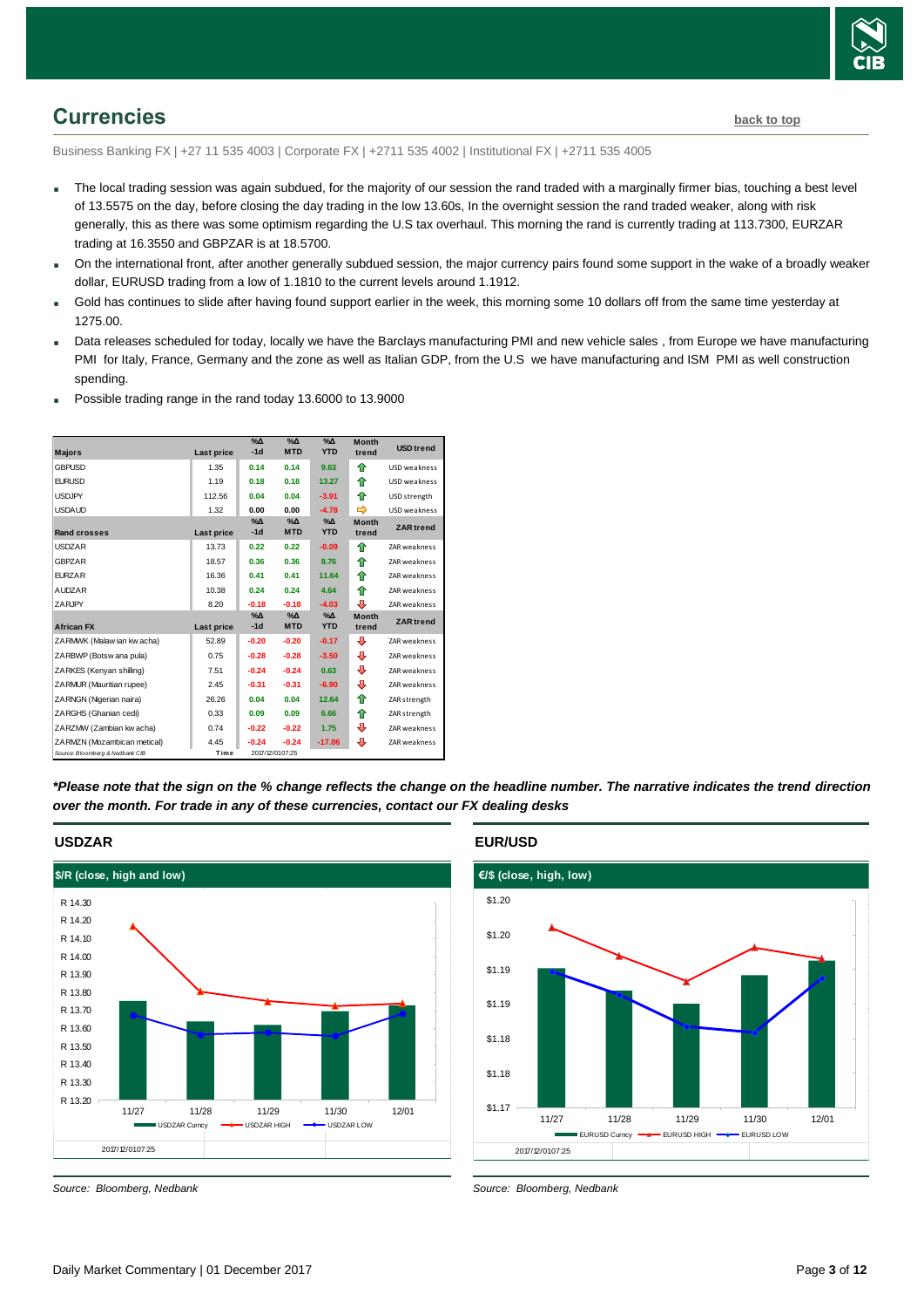## Currencies

back to top

Business Banking FX | +27 11 535 4003 | Corporate FX | +2711 535 4002 | Institutional FX | +2711 535 4005

- The local trading session was again subdued, for the majority of our session the rand traded with a marginally firmer bias, touching a best level of 13.5575 on the day, before closing the day trading in the low 13.60s, In the overnight session the rand traded weaker, along with risk generally, this as there was some optimism regarding the U.S tax overhaul. This morning the rand is currently trading at 113.7300, EURZAR trading at 16.3550 and GBPZAR is at 18.5700.
- On the international front, after another generally subdued session, the major currency pairs found some support in the wake of a broadly weaker dollar, EURUSD trading from a low of 1.1810 to the current levels around 1.1912.
- Gold has continues to slide after having found support earlier in the week, this morning some 10 dollars off from the same time yesterday at 1275.00.
- Data releases scheduled for today, locally we have the Barclays manufacturing PMI and new vehicle sales , from Europe we have manufacturing PMI for Italy, France, Germany and the zone as well as Italian GDP, from the U.S we have manufacturing and ISM PMI as well construction spending.
- Possible trading range in the rand today 13.6000 to 13.9000

| Majors | Last price | %Δ -1d | %Δ MTD | %Δ YTD | Month trend | USD trend |
|---|---|---|---|---|---|---|
| GBPUSD | 1.35 | 0.14 | 0.14 | 9.63 | ⇧ | USD weakness |
| EURUSD | 1.19 | 0.18 | 0.18 | 13.27 | ⇧ | USD weakness |
| USDJPY | 112.56 | 0.04 | 0.04 | -3.91 | ⇧ | USD strength |
| USDAUD | 1.32 | 0.00 | 0.00 | -4.78 | ⇨ | USD weakness |
| **Rand crosses** | **Last price** | **%Δ -1d** | **%Δ MTD** | **%Δ YTD** | **Month trend** | **ZAR trend** |
| USDZAR | 13.73 | 0.22 | 0.22 | -0.09 | ⇧ | ZAR weakness |
| GBPZAR | 18.57 | 0.36 | 0.36 | 8.76 | ⇧ | ZAR weakness |
| EURZAR | 16.36 | 0.41 | 0.41 | 11.64 | ⇧ | ZAR weakness |
| AUDZAR | 10.38 | 0.24 | 0.24 | 4.64 | ⇧ | ZAR weakness |
| ZARJPY | 8.20 | -0.18 | -0.18 | -4.03 | ⇩ | ZAR weakness |
| **African FX** | **Last price** | **%Δ -1d** | **%Δ MTD** | **%Δ YTD** | **Month trend** | **ZAR trend** |
| ZARMWK (Malawian kwacha) | 52.89 | -0.20 | -0.20 | -0.17 | ⇩ | ZAR weakness |
| ZARBWP (Botswana pula) | 0.75 | -0.28 | -0.28 | -3.50 | ⇩ | ZAR weakness |
| ZARKES (Kenyan shilling) | 7.51 | -0.24 | -0.24 | 0.63 | ⇩ | ZAR weakness |
| ZARMUR (Mauritian rupee) | 2.45 | -0.31 | -0.31 | -6.90 | ⇩ | ZAR weakness |
| ZARNGN (Nigerian naira) | 26.26 | 0.04 | 0.04 | 12.64 | ⇧ | ZAR strength |
| ZARGHS (Ghanian cedi) | 0.33 | 0.09 | 0.09 | 6.66 | ⇧ | ZAR strength |
| ZARZMW (Zambian kwacha) | 0.74 | -0.22 | -0.22 | 1.75 | ⇩ | ZAR weakness |
| ZARMZN (Mozambican metical) | 4.45 | -0.24 | -0.24 | -17.06 | ⇩ | ZAR weakness |
| Source: Bloomberg & Nedbank CIB | Time | 2017/12/01 07:25 | | | | |

***Please note that the sign on the % change reflects the change on the headline number. The narrative indicates the trend direction over the month. For trade in any of these currencies, contact our FX dealing desks***

### USDZAR

$/R (close, high and low)

Source: Bloomberg, Nedbank

### EUR/USD

€/$ (close, high, low)

Source: Bloomberg, Nedbank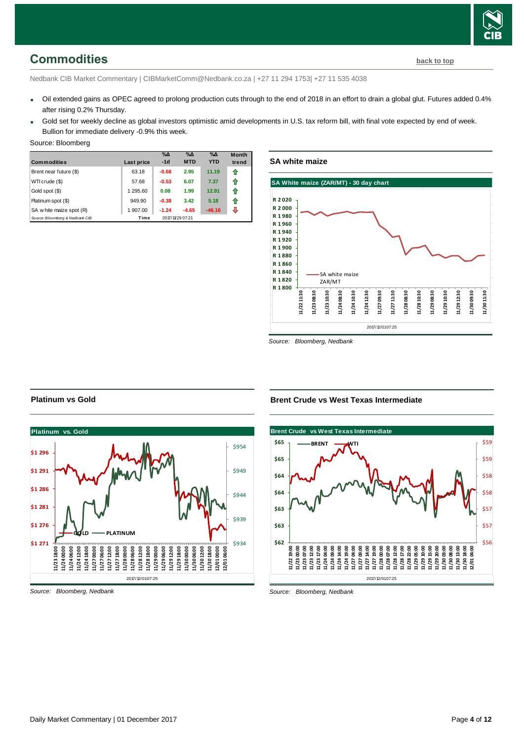## Commodities

back to top

Nedbank CIB Market Commentary | CIBMarketComm@Nedbank.co.za | +27 11 294 1753| +27 11 535 4038

- Oil extended gains as OPEC agreed to prolong production cuts through to the end of 2018 in an effort to drain a global glut. Futures added 0.4% after rising 0.2% Thursday.
- Gold set for weekly decline as global investors optimistic amid developments in U.S. tax reform bill, with final vote expected by end of week. Bullion for immediate delivery -0.9% this week.

Source: Bloomberg

| Commodities | Last price | %Δ -1d | %Δ MTD | %Δ YTD | Month trend |
|---|---|---|---|---|---|
| Brent near future ($) | 63.18 | -0.68 | 2.95 | 11.19 | ⇧ |
| WTI crude ($) | 57.68 | -0.53 | 6.07 | 7.37 | ⇧ |
| Gold spot ($) | 1 295.60 | 0.08 | 1.99 | 12.91 | ⇧ |
| Platinum spot ($) | 949.90 | -0.38 | 3.42 | 5.18 | ⇧ |
| SA white maize spot (R) | 1 907.00 | -1.24 | -4.65 | -46.16 | ⇩ |
| Source: Bloomberg & Nedbank CIB | Time | 2017/11/29 07:21 | | | |

### SA white maize

Source: Bloomberg, Nedbank

### Platinum vs Gold

Source: Bloomberg, Nedbank

### Brent Crude vs West Texas Intermediate

Source: Bloomberg, Nedbank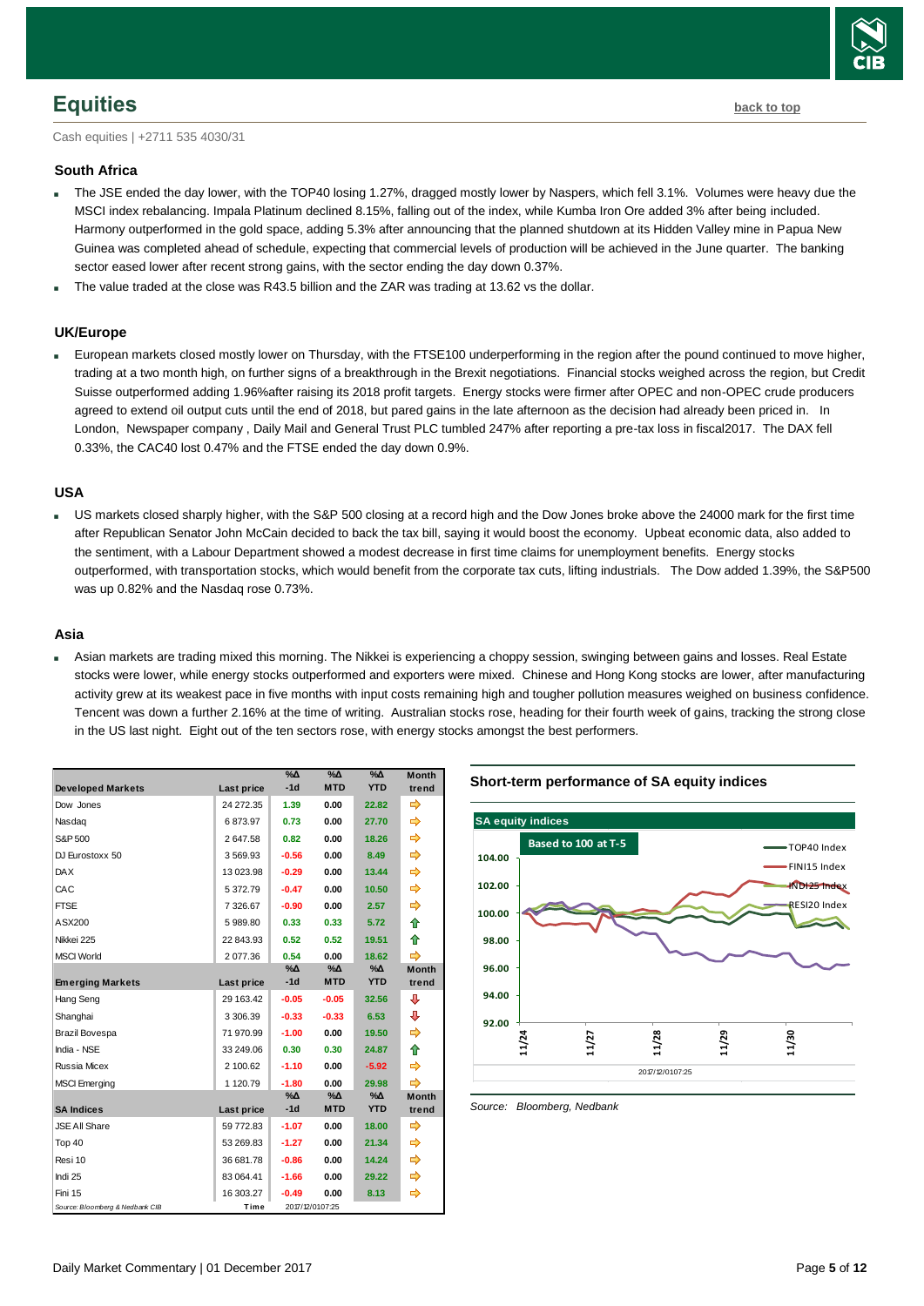## Equities

**back to top**

Cash equities | +2711 535 4030/31

### South Africa

- The JSE ended the day lower, with the TOP40 losing 1.27%, dragged mostly lower by Naspers, which fell 3.1%. Volumes were heavy due the MSCI index rebalancing. Impala Platinum declined 8.15%, falling out of the index, while Kumba Iron Ore added 3% after being included. Harmony outperformed in the gold space, adding 5.3% after announcing that the planned shutdown at its Hidden Valley mine in Papua New Guinea was completed ahead of schedule, expecting that commercial levels of production will be achieved in the June quarter. The banking sector eased lower after recent strong gains, with the sector ending the day down 0.37%.
- The value traded at the close was R43.5 billion and the ZAR was trading at 13.62 vs the dollar.

### UK/Europe

- European markets closed mostly lower on Thursday, with the FTSE100 underperforming in the region after the pound continued to move higher, trading at a two month high, on further signs of a breakthrough in the Brexit negotiations. Financial stocks weighed across the region, but Credit Suisse outperformed adding 1.96%after raising its 2018 profit targets. Energy stocks were firmer after OPEC and non-OPEC crude producers agreed to extend oil output cuts until the end of 2018, but pared gains in the late afternoon as the decision had already been priced in. In London, Newspaper company , Daily Mail and General Trust PLC tumbled 247% after reporting a pre-tax loss in fiscal2017. The DAX fell 0.33%, the CAC40 lost 0.47% and the FTSE ended the day down 0.9%.

### USA

- US markets closed sharply higher, with the S&P 500 closing at a record high and the Dow Jones broke above the 24000 mark for the first time after Republican Senator John McCain decided to back the tax bill, saying it would boost the economy. Upbeat economic data, also added to the sentiment, with a Labour Department showed a modest decrease in first time claims for unemployment benefits. Energy stocks outperformed, with transportation stocks, which would benefit from the corporate tax cuts, lifting industrials. The Dow added 1.39%, the S&P500 was up 0.82% and the Nasdaq rose 0.73%.

### Asia

- Asian markets are trading mixed this morning. The Nikkei is experiencing a choppy session, swinging between gains and losses. Real Estate stocks were lower, while energy stocks outperformed and exporters were mixed. Chinese and Hong Kong stocks are lower, after manufacturing activity grew at its weakest pace in five months with input costs remaining high and tougher pollution measures weighed on business confidence. Tencent was down a further 2.16% at the time of writing. Australian stocks rose, heading for their fourth week of gains, tracking the strong close in the US last night. Eight out of the ten sectors rose, with energy stocks amongst the best performers.

| Developed Markets | Last price | %Δ -1d | %Δ MTD | %Δ YTD | Month trend |
|---|---|---|---|---|---|
| Dow Jones | 24 272.35 | 1.39 | 0.00 | 22.82 | ⇨ |
| Nasdaq | 6 873.97 | 0.73 | 0.00 | 27.70 | ⇨ |
| S&P 500 | 2 647.58 | 0.82 | 0.00 | 18.26 | ⇨ |
| DJ Eurostoxx 50 | 3 569.93 | -0.56 | 0.00 | 8.49 | ⇨ |
| DAX | 13 023.98 | -0.29 | 0.00 | 13.44 | ⇨ |
| CAC | 5 372.79 | -0.47 | 0.00 | 10.50 | ⇨ |
| FTSE | 7 326.67 | -0.90 | 0.00 | 2.57 | ⇨ |
| ASX200 | 5 989.80 | 0.33 | 0.33 | 5.72 | ⇧ |
| Nikkei 225 | 22 843.93 | 0.52 | 0.52 | 19.51 | ⇧ |
| MSCI World | 2 077.36 | 0.54 | 0.00 | 18.62 | ⇨ |
| **Emerging Markets** | **Last price** | **%Δ -1d** | **%Δ MTD** | **%Δ YTD** | **Month trend** |
| Hang Seng | 29 163.42 | -0.05 | -0.05 | 32.56 | ⇩ |
| Shanghai | 3 306.39 | -0.33 | -0.33 | 6.53 | ⇩ |
| Brazil Bovespa | 71 970.99 | -1.00 | 0.00 | 19.50 | ⇨ |
| India - NSE | 33 249.06 | 0.30 | 0.30 | 24.87 | ⇧ |
| Russia Micex | 2 100.62 | -1.10 | 0.00 | -5.92 | ⇨ |
| MSCI Emerging | 1 120.79 | -1.80 | 0.00 | 29.98 | ⇨ |
| **SA Indices** | **Last price** | **%Δ -1d** | **%Δ MTD** | **%Δ YTD** | **Month trend** |
| JSE All Share | 59 772.83 | -1.07 | 0.00 | 18.00 | ⇨ |
| Top 40 | 53 269.83 | -1.27 | 0.00 | 21.34 | ⇨ |
| Resi 10 | 36 681.78 | -0.86 | 0.00 | 14.24 | ⇨ |
| Indi 25 | 83 064.41 | -1.66 | 0.00 | 29.22 | ⇨ |
| Fini 15 | 16 303.27 | -0.49 | 0.00 | 8.13 | ⇨ |

Source: Bloomberg & Nedbank CIB — Time 2017/12/01 07:25

**Short-term performance of SA equity indices**

SA equity indices — Based to 100 at T-5 (TOP40 Index, FINI15 Index, INDI25 Index, RESI20 Index; 11/24 – 11/30; 2017/12/01 07:25)

Source: Bloomberg, Nedbank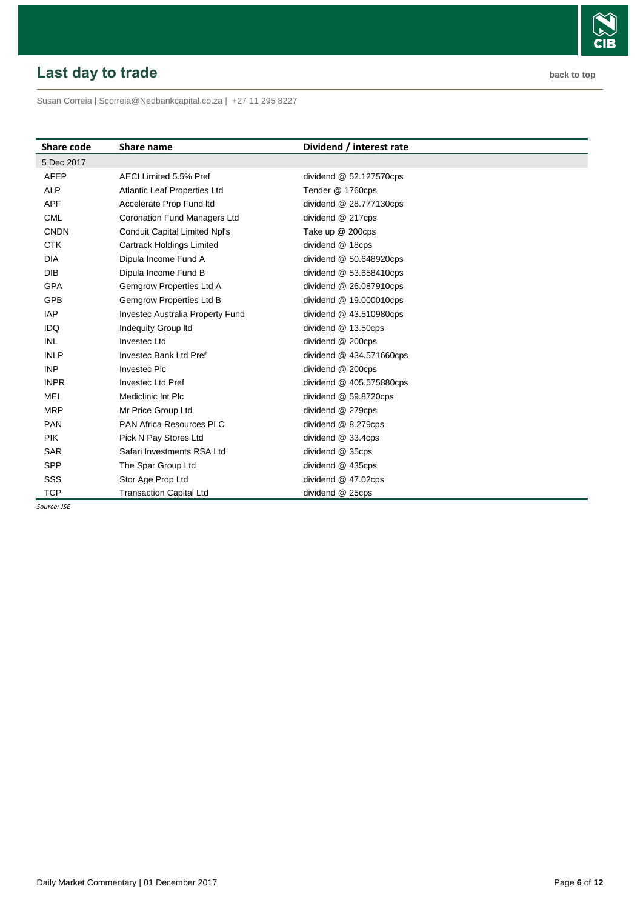## Last day to trade

back to top

Susan Correia | Scorreia@Nedbankcapital.co.za | +27 11 295 8227

| Share code | Share name | Dividend / interest rate |
|---|---|---|
| 5 Dec 2017 | | |
| AFEP | AECI Limited 5.5% Pref | dividend @ 52.127570cps |
| ALP | Atlantic Leaf Properties Ltd | Tender @ 1760cps |
| APF | Accelerate Prop Fund ltd | dividend @ 28.777130cps |
| CML | Coronation Fund Managers Ltd | dividend @ 217cps |
| CNDN | Conduit Capital Limited Npl's | Take up @ 200cps |
| CTK | Cartrack Holdings Limited | dividend @ 18cps |
| DIA | Dipula Income Fund A | dividend @ 50.648920cps |
| DIB | Dipula Income Fund B | dividend @ 53.658410cps |
| GPA | Gemgrow Properties Ltd A | dividend @ 26.087910cps |
| GPB | Gemgrow Properties Ltd B | dividend @ 19.000010cps |
| IAP | Investec Australia Property Fund | dividend @ 43.510980cps |
| IDQ | Indequity Group ltd | dividend @ 13.50cps |
| INL | Investec Ltd | dividend @ 200cps |
| INLP | Investec Bank Ltd Pref | dividend @ 434.571660cps |
| INP | Investec Plc | dividend @ 200cps |
| INPR | Investec Ltd Pref | dividend @ 405.575880cps |
| MEI | Mediclinic Int Plc | dividend @ 59.8720cps |
| MRP | Mr Price Group Ltd | dividend @ 279cps |
| PAN | PAN Africa Resources PLC | dividend @ 8.279cps |
| PIK | Pick N Pay Stores Ltd | dividend @ 33.4cps |
| SAR | Safari Investments RSA Ltd | dividend @ 35cps |
| SPP | The Spar Group Ltd | dividend @ 435cps |
| SSS | Stor Age Prop Ltd | dividend @ 47.02cps |
| TCP | Transaction Capital Ltd | dividend @ 25cps |

*Source: JSE*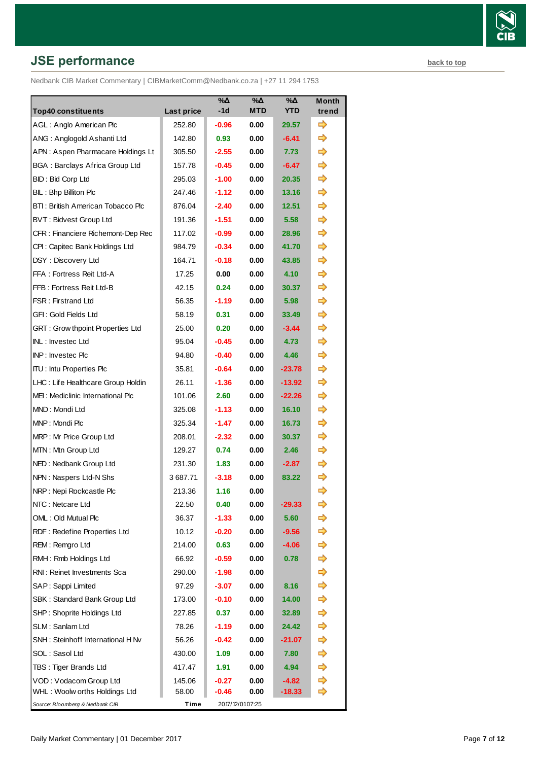## JSE performance

back to top

Nedbank CIB Market Commentary | CIBMarketComm@Nedbank.co.za | +27 11 294 1753

| Top40 constituents | Last price | %Δ -1d | %Δ MTD | %Δ YTD | Month trend |
|---|---|---|---|---|---|
| AGL : Anglo American Plc | 252.80 | -0.96 | 0.00 | 29.57 | ⇨ |
| ANG : Anglogold Ashanti Ltd | 142.80 | 0.93 | 0.00 | -6.41 | ⇨ |
| APN : Aspen Pharmacare Holdings Lt | 305.50 | -2.55 | 0.00 | 7.73 | ⇨ |
| BGA : Barclays Africa Group Ltd | 157.78 | -0.45 | 0.00 | -6.47 | ⇨ |
| BID : Bid Corp Ltd | 295.03 | -1.00 | 0.00 | 20.35 | ⇨ |
| BIL : Bhp Billiton Plc | 247.46 | -1.12 | 0.00 | 13.16 | ⇨ |
| BTI : British American Tobacco Plc | 876.04 | -2.40 | 0.00 | 12.51 | ⇨ |
| BVT : Bidvest Group Ltd | 191.36 | -1.51 | 0.00 | 5.58 | ⇨ |
| CFR : Financiere Richemont-Dep Rec | 117.02 | -0.99 | 0.00 | 28.96 | ⇨ |
| CPI : Capitec Bank Holdings Ltd | 984.79 | -0.34 | 0.00 | 41.70 | ⇨ |
| DSY : Discovery Ltd | 164.71 | -0.18 | 0.00 | 43.85 | ⇨ |
| FFA : Fortress Reit Ltd-A | 17.25 | 0.00 | 0.00 | 4.10 | ⇨ |
| FFB : Fortress Reit Ltd-B | 42.15 | 0.24 | 0.00 | 30.37 | ⇨ |
| FSR : Firstrand Ltd | 56.35 | -1.19 | 0.00 | 5.98 | ⇨ |
| GFI : Gold Fields Ltd | 58.19 | 0.31 | 0.00 | 33.49 | ⇨ |
| GRT : Growthpoint Properties Ltd | 25.00 | 0.20 | 0.00 | -3.44 | ⇨ |
| INL : Investec Ltd | 95.04 | -0.45 | 0.00 | 4.73 | ⇨ |
| INP : Investec Plc | 94.80 | -0.40 | 0.00 | 4.46 | ⇨ |
| ITU : Intu Properties Plc | 35.81 | -0.64 | 0.00 | -23.78 | ⇨ |
| LHC : Life Healthcare Group Holdin | 26.11 | -1.36 | 0.00 | -13.92 | ⇨ |
| MEI : Mediclinic International Plc | 101.06 | 2.60 | 0.00 | -22.26 | ⇨ |
| MND : Mondi Ltd | 325.08 | -1.13 | 0.00 | 16.10 | ⇨ |
| MNP : Mondi Plc | 325.34 | -1.47 | 0.00 | 16.73 | ⇨ |
| MRP : Mr Price Group Ltd | 208.01 | -2.32 | 0.00 | 30.37 | ⇨ |
| MTN : Mtn Group Ltd | 129.27 | 0.74 | 0.00 | 2.46 | ⇨ |
| NED : Nedbank Group Ltd | 231.30 | 1.83 | 0.00 | -2.87 | ⇨ |
| NPN : Naspers Ltd-N Shs | 3 687.71 | -3.18 | 0.00 | 83.22 | ⇨ |
| NRP : Nepi Rockcastle Plc | 213.36 | 1.16 | 0.00 | | ⇨ |
| NTC : Netcare Ltd | 22.50 | 0.40 | 0.00 | -29.33 | ⇨ |
| OML : Old Mutual Plc | 36.37 | -1.33 | 0.00 | 5.60 | ⇨ |
| RDF : Redefine Properties Ltd | 10.12 | -0.20 | 0.00 | -9.56 | ⇨ |
| REM : Remgro Ltd | 214.00 | 0.63 | 0.00 | -4.06 | ⇨ |
| RMH : Rmb Holdings Ltd | 66.92 | -0.59 | 0.00 | 0.78 | ⇨ |
| RNI : Reinet Investments Sca | 290.00 | -1.98 | 0.00 | | ⇨ |
| SAP : Sappi Limited | 97.29 | -3.07 | 0.00 | 8.16 | ⇨ |
| SBK : Standard Bank Group Ltd | 173.00 | -0.10 | 0.00 | 14.00 | ⇨ |
| SHP : Shoprite Holdings Ltd | 227.85 | 0.37 | 0.00 | 32.89 | ⇨ |
| SLM : Sanlam Ltd | 78.26 | -1.19 | 0.00 | 24.42 | ⇨ |
| SNH : Steinhoff International H Nv | 56.26 | -0.42 | 0.00 | -21.07 | ⇨ |
| SOL : Sasol Ltd | 430.00 | 1.09 | 0.00 | 7.80 | ⇨ |
| TBS : Tiger Brands Ltd | 417.47 | 1.91 | 0.00 | 4.94 | ⇨ |
| VOD : Vodacom Group Ltd | 145.06 | -0.27 | 0.00 | -4.82 | ⇨ |
| WHL : Woolworths Holdings Ltd | 58.00 | -0.46 | 0.00 | -18.33 | ⇨ |

*Source: Bloomberg & Nedbank CIB* Time 2017/12/01 07:25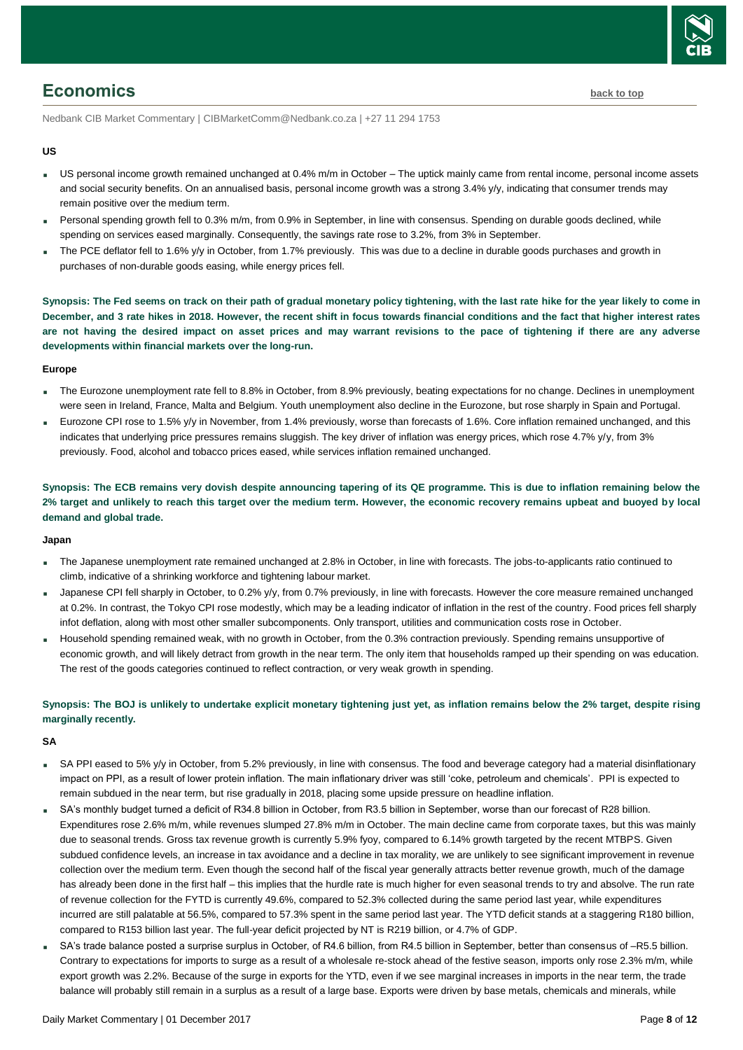## Economics

back to top

Nedbank CIB Market Commentary | CIBMarketComm@Nedbank.co.za | +27 11 294 1753

**US**

- US personal income growth remained unchanged at 0.4% m/m in October – The uptick mainly came from rental income, personal income assets and social security benefits. On an annualised basis, personal income growth was a strong 3.4% y/y, indicating that consumer trends may remain positive over the medium term.
- Personal spending growth fell to 0.3% m/m, from 0.9% in September, in line with consensus. Spending on durable goods declined, while spending on services eased marginally. Consequently, the savings rate rose to 3.2%, from 3% in September.
- The PCE deflator fell to 1.6% y/y in October, from 1.7% previously. This was due to a decline in durable goods purchases and growth in purchases of non-durable goods easing, while energy prices fell.

**Synopsis: The Fed seems on track on their path of gradual monetary policy tightening, with the last rate hike for the year likely to come in December, and 3 rate hikes in 2018. However, the recent shift in focus towards financial conditions and the fact that higher interest rates are not having the desired impact on asset prices and may warrant revisions to the pace of tightening if there are any adverse developments within financial markets over the long-run.**

**Europe**

- The Eurozone unemployment rate fell to 8.8% in October, from 8.9% previously, beating expectations for no change. Declines in unemployment were seen in Ireland, France, Malta and Belgium. Youth unemployment also decline in the Eurozone, but rose sharply in Spain and Portugal.
- Eurozone CPI rose to 1.5% y/y in November, from 1.4% previously, worse than forecasts of 1.6%. Core inflation remained unchanged, and this indicates that underlying price pressures remains sluggish. The key driver of inflation was energy prices, which rose 4.7% y/y, from 3% previously. Food, alcohol and tobacco prices eased, while services inflation remained unchanged.

**Synopsis: The ECB remains very dovish despite announcing tapering of its QE programme. This is due to inflation remaining below the 2% target and unlikely to reach this target over the medium term. However, the economic recovery remains upbeat and buoyed by local demand and global trade.**

**Japan**

- The Japanese unemployment rate remained unchanged at 2.8% in October, in line with forecasts. The jobs-to-applicants ratio continued to climb, indicative of a shrinking workforce and tightening labour market.
- Japanese CPI fell sharply in October, to 0.2% y/y, from 0.7% previously, in line with forecasts. However the core measure remained unchanged at 0.2%. In contrast, the Tokyo CPI rose modestly, which may be a leading indicator of inflation in the rest of the country. Food prices fell sharply infot deflation, along with most other smaller subcomponents. Only transport, utilities and communication costs rose in October.
- Household spending remained weak, with no growth in October, from the 0.3% contraction previously. Spending remains unsupportive of economic growth, and will likely detract from growth in the near term. The only item that households ramped up their spending on was education. The rest of the goods categories continued to reflect contraction, or very weak growth in spending.

**Synopsis: The BOJ is unlikely to undertake explicit monetary tightening just yet, as inflation remains below the 2% target, despite rising marginally recently.**

**SA**

- SA PPI eased to 5% y/y in October, from 5.2% previously, in line with consensus. The food and beverage category had a material disinflationary impact on PPI, as a result of lower protein inflation. The main inflationary driver was still 'coke, petroleum and chemicals'. PPI is expected to remain subdued in the near term, but rise gradually in 2018, placing some upside pressure on headline inflation.
- SA's monthly budget turned a deficit of R34.8 billion in October, from R3.5 billion in September, worse than our forecast of R28 billion. Expenditures rose 2.6% m/m, while revenues slumped 27.8% m/m in October. The main decline came from corporate taxes, but this was mainly due to seasonal trends. Gross tax revenue growth is currently 5.9% fyoy, compared to 6.14% growth targeted by the recent MTBPS. Given subdued confidence levels, an increase in tax avoidance and a decline in tax morality, we are unlikely to see significant improvement in revenue collection over the medium term. Even though the second half of the fiscal year generally attracts better revenue growth, much of the damage has already been done in the first half – this implies that the hurdle rate is much higher for even seasonal trends to try and absolve. The run rate of revenue collection for the FYTD is currently 49.6%, compared to 52.3% collected during the same period last year, while expenditures incurred are still palatable at 56.5%, compared to 57.3% spent in the same period last year. The YTD deficit stands at a staggering R180 billion, compared to R153 billion last year. The full-year deficit projected by NT is R219 billion, or 4.7% of GDP.
- SA's trade balance posted a surprise surplus in October, of R4.6 billion, from R4.5 billion in September, better than consensus of –R5.5 billion. Contrary to expectations for imports to surge as a result of a wholesale re-stock ahead of the festive season, imports only rose 2.3% m/m, while export growth was 2.2%. Because of the surge in exports for the YTD, even if we see marginal increases in imports in the near term, the trade balance will probably still remain in a surplus as a result of a large base. Exports were driven by base metals, chemicals and minerals, while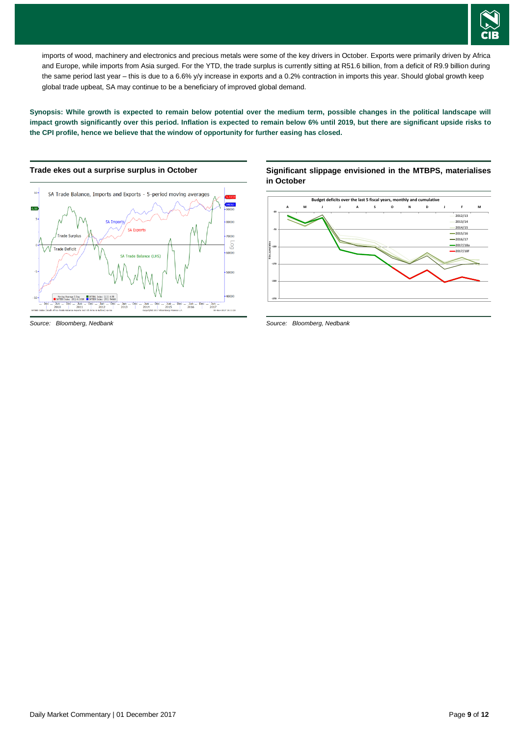imports of wood, machinery and electronics and precious metals were some of the key drivers in October. Exports were primarily driven by Africa and Europe, while imports from Asia surged. For the YTD, the trade surplus is currently sitting at R51.6 billion, from a deficit of R9.9 billion during the same period last year – this is due to a 6.6% y/y increase in exports and a 0.2% contraction in imports this year. Should global growth keep global trade upbeat, SA may continue to be a beneficiary of improved global demand.

**Synopsis: While growth is expected to remain below potential over the medium term, possible changes in the political landscape will impact growth significantly over this period. Inflation is expected to remain below 6% until 2019, but there are significant upside risks to the CPI profile, hence we believe that the window of opportunity for further easing has closed.**

**Trade ekes out a surprise surplus in October**

*Source: Bloomberg, Nedbank*

**Significant slippage envisioned in the MTBPS, materialises in October**

*Source: Bloomberg, Nedbank*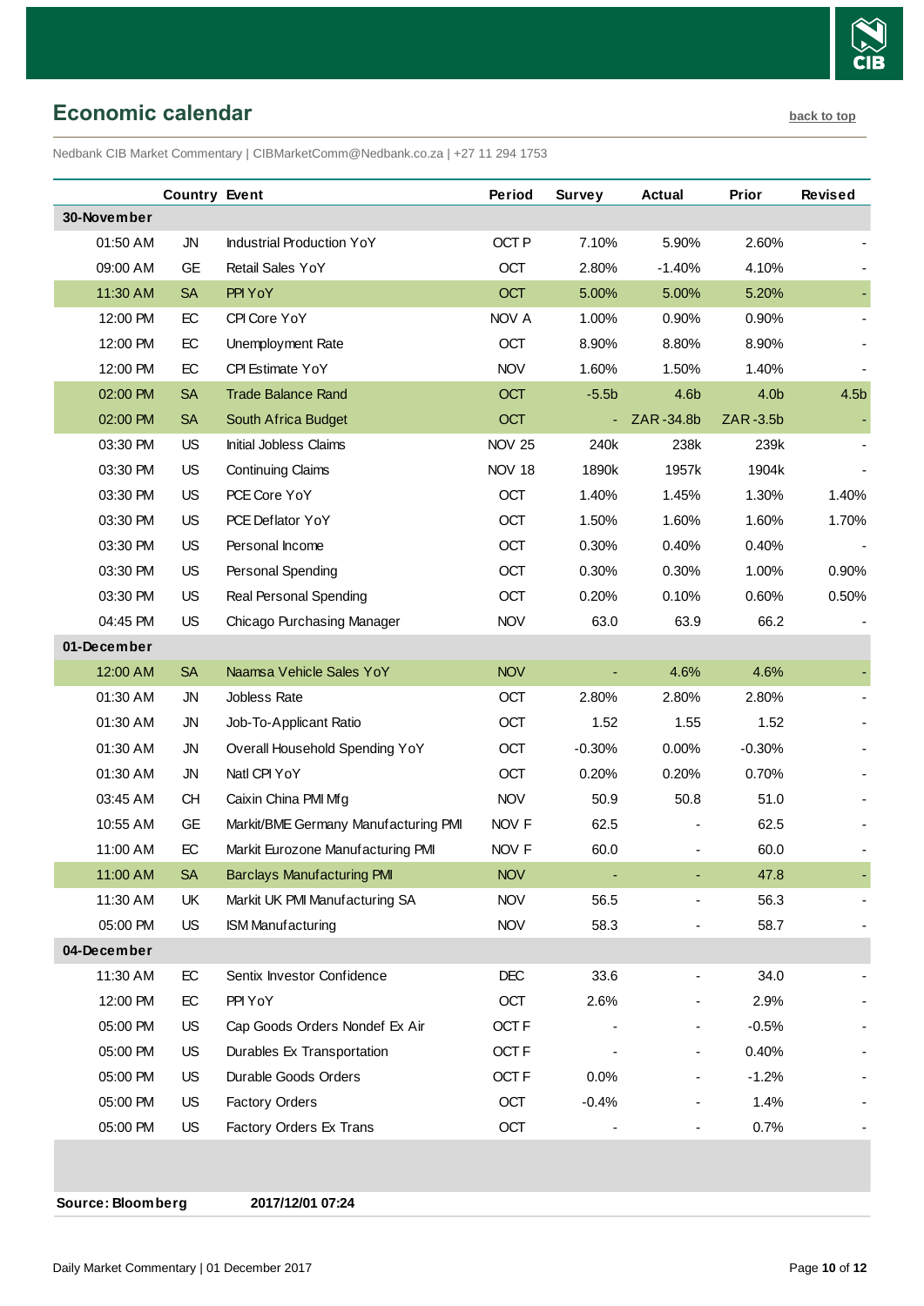## Economic calendar

back to top

Nedbank CIB Market Commentary | CIBMarketComm@Nedbank.co.za | +27 11 294 1753

| | Country | Event | Period | Survey | Actual | Prior | Revised |
|---|---|---|---|---|---|---|---|
| **30-November** | | | | | | | |
| 01:50 AM | JN | Industrial Production YoY | OCT P | 7.10% | 5.90% | 2.60% | - |
| 09:00 AM | GE | Retail Sales YoY | OCT | 2.80% | -1.40% | 4.10% | - |
| 11:30 AM | SA | PPI YoY | OCT | 5.00% | 5.00% | 5.20% | - |
| 12:00 PM | EC | CPI Core YoY | NOV A | 1.00% | 0.90% | 0.90% | - |
| 12:00 PM | EC | Unemployment Rate | OCT | 8.90% | 8.80% | 8.90% | - |
| 12:00 PM | EC | CPI Estimate YoY | NOV | 1.60% | 1.50% | 1.40% | - |
| 02:00 PM | SA | Trade Balance Rand | OCT | -5.5b | 4.6b | 4.0b | 4.5b |
| 02:00 PM | SA | South Africa Budget | OCT | - | ZAR -34.8b | ZAR -3.5b | - |
| 03:30 PM | US | Initial Jobless Claims | NOV 25 | 240k | 238k | 239k | - |
| 03:30 PM | US | Continuing Claims | NOV 18 | 1890k | 1957k | 1904k | - |
| 03:30 PM | US | PCE Core YoY | OCT | 1.40% | 1.45% | 1.30% | 1.40% |
| 03:30 PM | US | PCE Deflator YoY | OCT | 1.50% | 1.60% | 1.60% | 1.70% |
| 03:30 PM | US | Personal Income | OCT | 0.30% | 0.40% | 0.40% | - |
| 03:30 PM | US | Personal Spending | OCT | 0.30% | 0.30% | 1.00% | 0.90% |
| 03:30 PM | US | Real Personal Spending | OCT | 0.20% | 0.10% | 0.60% | 0.50% |
| 04:45 PM | US | Chicago Purchasing Manager | NOV | 63.0 | 63.9 | 66.2 | - |
| **01-December** | | | | | | | |
| 12:00 AM | SA | Naamsa Vehicle Sales YoY | NOV | - | 4.6% | 4.6% | - |
| 01:30 AM | JN | Jobless Rate | OCT | 2.80% | 2.80% | 2.80% | - |
| 01:30 AM | JN | Job-To-Applicant Ratio | OCT | 1.52 | 1.55 | 1.52 | - |
| 01:30 AM | JN | Overall Household Spending YoY | OCT | -0.30% | 0.00% | -0.30% | - |
| 01:30 AM | JN | Natl CPI YoY | OCT | 0.20% | 0.20% | 0.70% | - |
| 03:45 AM | CH | Caixin China PMI Mfg | NOV | 50.9 | 50.8 | 51.0 | - |
| 10:55 AM | GE | Markit/BME Germany Manufacturing PMI | NOV F | 62.5 | - | 62.5 | - |
| 11:00 AM | EC | Markit Eurozone Manufacturing PMI | NOV F | 60.0 | - | 60.0 | - |
| 11:00 AM | SA | Barclays Manufacturing PMI | NOV | - | - | 47.8 | - |
| 11:30 AM | UK | Markit UK PMI Manufacturing SA | NOV | 56.5 | - | 56.3 | - |
| 05:00 PM | US | ISM Manufacturing | NOV | 58.3 | - | 58.7 | - |
| **04-December** | | | | | | | |
| 11:30 AM | EC | Sentix Investor Confidence | DEC | 33.6 | - | 34.0 | - |
| 12:00 PM | EC | PPI YoY | OCT | 2.6% | - | 2.9% | - |
| 05:00 PM | US | Cap Goods Orders Nondef Ex Air | OCT F | - | - | -0.5% | - |
| 05:00 PM | US | Durables Ex Transportation | OCT F | - | - | 0.40% | - |
| 05:00 PM | US | Durable Goods Orders | OCT F | 0.0% | - | -1.2% | - |
| 05:00 PM | US | Factory Orders | OCT | -0.4% | - | 1.4% | - |
| 05:00 PM | US | Factory Orders Ex Trans | OCT | - | - | 0.7% | - |

**Source: Bloomberg** **2017/12/01 07:24**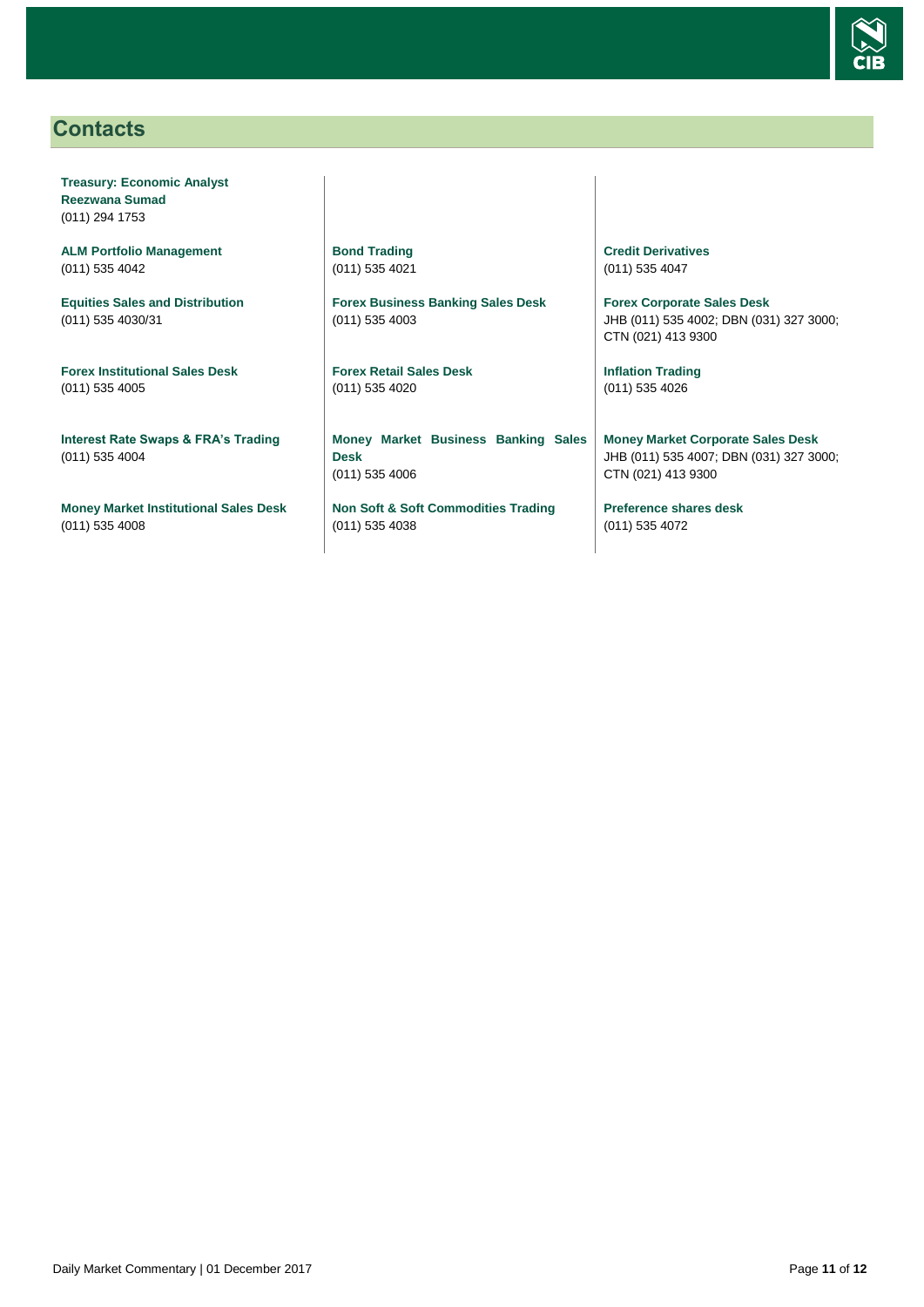## Contacts

**Treasury: Economic Analyst**
**Reezwana Sumad**
(011) 294 1753

**ALM Portfolio Management**
(011) 535 4042

**Equities Sales and Distribution**
(011) 535 4030/31

**Forex Institutional Sales Desk**
(011) 535 4005

**Interest Rate Swaps & FRA's Trading**
(011) 535 4004

**Money Market Institutional Sales Desk**
(011) 535 4008

**Bond Trading**
(011) 535 4021

**Forex Business Banking Sales Desk**
(011) 535 4003

**Forex Retail Sales Desk**
(011) 535 4020

**Money Market Business Banking Sales Desk**
(011) 535 4006

**Non Soft & Soft Commodities Trading**
(011) 535 4038

**Credit Derivatives**
(011) 535 4047

**Forex Corporate Sales Desk**
JHB (011) 535 4002; DBN (031) 327 3000; CTN (021) 413 9300

**Inflation Trading**
(011) 535 4026

**Money Market Corporate Sales Desk**
JHB (011) 535 4007; DBN (031) 327 3000; CTN (021) 413 9300

**Preference shares desk**
(011) 535 4072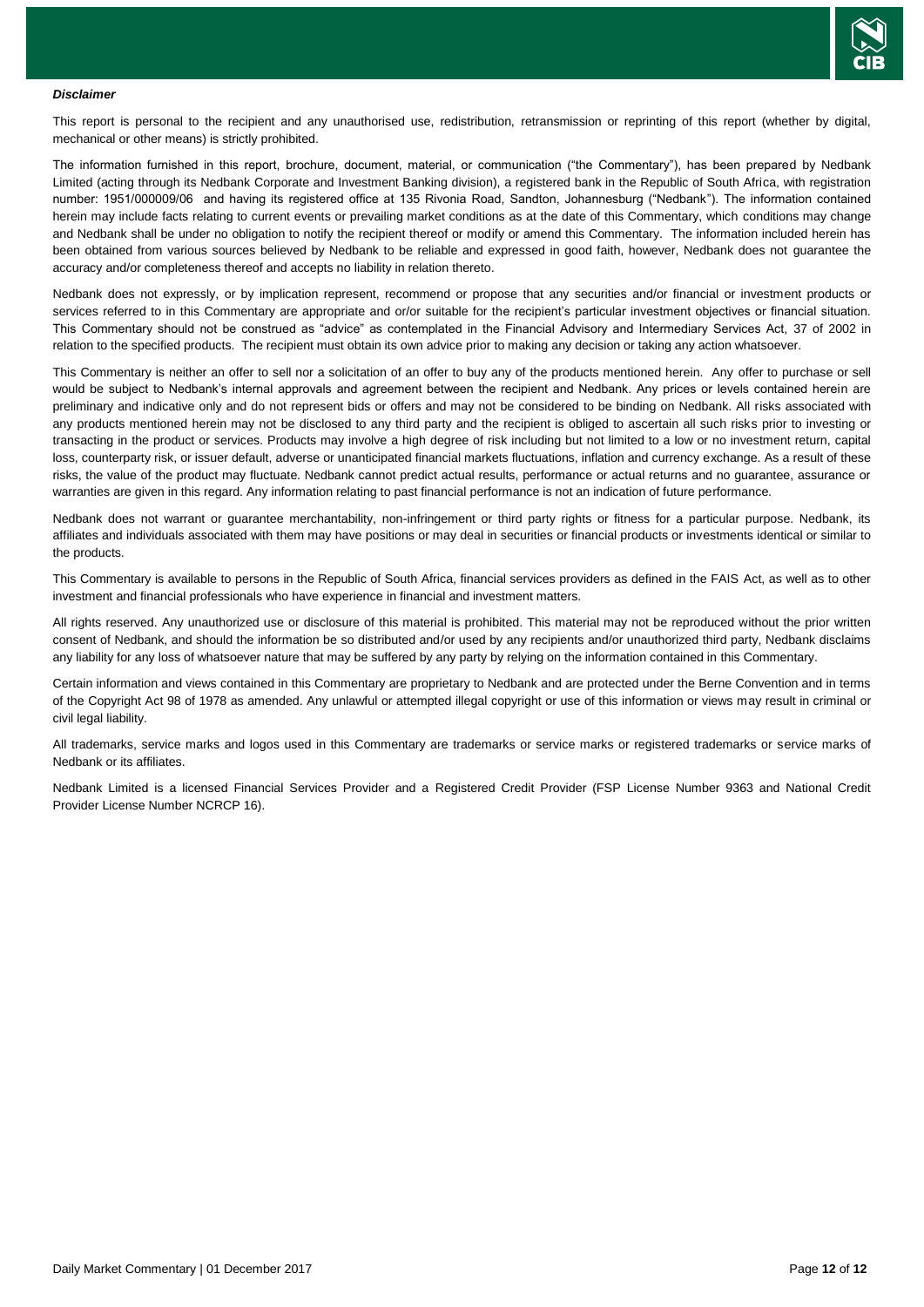***Disclaimer***

This report is personal to the recipient and any unauthorised use, redistribution, retransmission or reprinting of this report (whether by digital, mechanical or other means) is strictly prohibited.

The information furnished in this report, brochure, document, material, or communication ("the Commentary"), has been prepared by Nedbank Limited (acting through its Nedbank Corporate and Investment Banking division), a registered bank in the Republic of South Africa, with registration number: 1951/000009/06 and having its registered office at 135 Rivonia Road, Sandton, Johannesburg ("Nedbank"). The information contained herein may include facts relating to current events or prevailing market conditions as at the date of this Commentary, which conditions may change and Nedbank shall be under no obligation to notify the recipient thereof or modify or amend this Commentary. The information included herein has been obtained from various sources believed by Nedbank to be reliable and expressed in good faith, however, Nedbank does not guarantee the accuracy and/or completeness thereof and accepts no liability in relation thereto.

Nedbank does not expressly, or by implication represent, recommend or propose that any securities and/or financial or investment products or services referred to in this Commentary are appropriate and or/or suitable for the recipient's particular investment objectives or financial situation. This Commentary should not be construed as "advice" as contemplated in the Financial Advisory and Intermediary Services Act, 37 of 2002 in relation to the specified products. The recipient must obtain its own advice prior to making any decision or taking any action whatsoever.

This Commentary is neither an offer to sell nor a solicitation of an offer to buy any of the products mentioned herein. Any offer to purchase or sell would be subject to Nedbank's internal approvals and agreement between the recipient and Nedbank. Any prices or levels contained herein are preliminary and indicative only and do not represent bids or offers and may not be considered to be binding on Nedbank. All risks associated with any products mentioned herein may not be disclosed to any third party and the recipient is obliged to ascertain all such risks prior to investing or transacting in the product or services. Products may involve a high degree of risk including but not limited to a low or no investment return, capital loss, counterparty risk, or issuer default, adverse or unanticipated financial markets fluctuations, inflation and currency exchange. As a result of these risks, the value of the product may fluctuate. Nedbank cannot predict actual results, performance or actual returns and no guarantee, assurance or warranties are given in this regard. Any information relating to past financial performance is not an indication of future performance.

Nedbank does not warrant or guarantee merchantability, non-infringement or third party rights or fitness for a particular purpose. Nedbank, its affiliates and individuals associated with them may have positions or may deal in securities or financial products or investments identical or similar to the products.

This Commentary is available to persons in the Republic of South Africa, financial services providers as defined in the FAIS Act, as well as to other investment and financial professionals who have experience in financial and investment matters.

All rights reserved. Any unauthorized use or disclosure of this material is prohibited. This material may not be reproduced without the prior written consent of Nedbank, and should the information be so distributed and/or used by any recipients and/or unauthorized third party, Nedbank disclaims any liability for any loss of whatsoever nature that may be suffered by any party by relying on the information contained in this Commentary.

Certain information and views contained in this Commentary are proprietary to Nedbank and are protected under the Berne Convention and in terms of the Copyright Act 98 of 1978 as amended. Any unlawful or attempted illegal copyright or use of this information or views may result in criminal or civil legal liability.

All trademarks, service marks and logos used in this Commentary are trademarks or service marks or registered trademarks or service marks of Nedbank or its affiliates.

Nedbank Limited is a licensed Financial Services Provider and a Registered Credit Provider (FSP License Number 9363 and National Credit Provider License Number NCRCP 16).